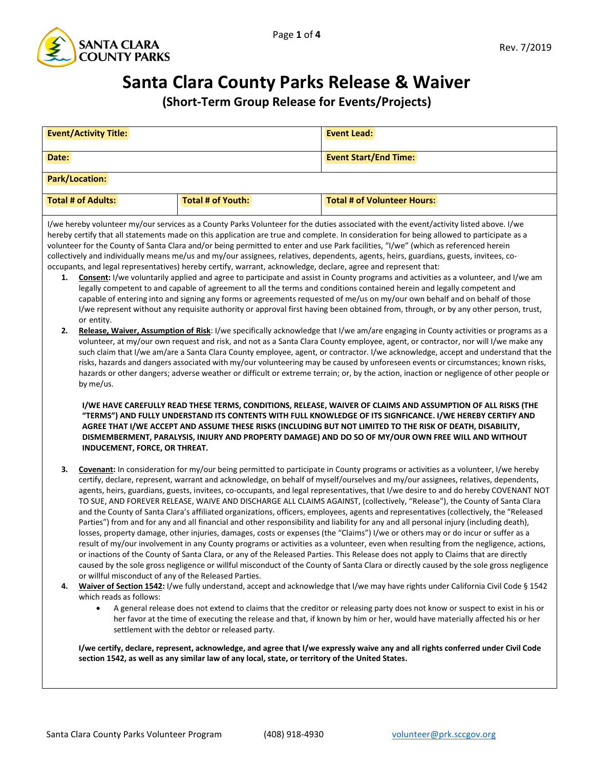SANTA CLARA COUNTY PARKS

Rev. 7/2019

# Santa Clara County Parks Release & Waiver

## (Short-Term Group Release for Events/Projects)

| **Event/Activity Title:** | | **Event Lead:** |
|---|---|---|
| **Date:** | | **Event Start/End Time:** |
| **Park/Location:** | | |
| **Total # of Adults:** | **Total # of Youth:** | **Total # of Volunteer Hours:** |

I/we hereby volunteer my/our services as a County Parks Volunteer for the duties associated with the event/activity listed above. I/we hereby certify that all statements made on this application are true and complete. In consideration for being allowed to participate as a volunteer for the County of Santa Clara and/or being permitted to enter and use Park facilities, "I/we" (which as referenced herein collectively and individually means me/us and my/our assignees, relatives, dependents, agents, heirs, guardians, guests, invitees, co-occupants, and legal representatives) hereby certify, warrant, acknowledge, declare, agree and represent that:

1. **Consent:** I/we voluntarily applied and agree to participate and assist in County programs and activities as a volunteer, and I/we am legally competent to and capable of agreement to all the terms and conditions contained herein and legally competent and capable of entering into and signing any forms or agreements requested of me/us on my/our own behalf and on behalf of those I/we represent without any requisite authority or approval first having been obtained from, through, or by any other person, trust, or entity.
2. **Release, Waiver, Assumption of Risk**: I/we specifically acknowledge that I/we am/are engaging in County activities or programs as a volunteer, at my/our own request and risk, and not as a Santa Clara County employee, agent, or contractor, nor will I/we make any such claim that I/we am/are a Santa Clara County employee, agent, or contractor. I/we acknowledge, accept and understand that the risks, hazards and dangers associated with my/our volunteering may be caused by unforeseen events or circumstances; known risks, hazards or other dangers; adverse weather or difficult or extreme terrain; or, by the action, inaction or negligence of other people or by me/us.

   **I/WE HAVE CAREFULLY READ THESE TERMS, CONDITIONS, RELEASE, WAIVER OF CLAIMS AND ASSUMPTION OF ALL RISKS (THE "TERMS") AND FULLY UNDERSTAND ITS CONTENTS WITH FULL KNOWLEDGE OF ITS SIGNFICANCE. I/WE HEREBY CERTIFY AND AGREE THAT I/WE ACCEPT AND ASSUME THESE RISKS (INCLUDING BUT NOT LIMITED TO THE RISK OF DEATH, DISABILITY, DISMEMBERMENT, PARALYSIS, INJURY AND PROPERTY DAMAGE) AND DO SO OF MY/OUR OWN FREE WILL AND WITHOUT INDUCEMENT, FORCE, OR THREAT.**

3. **Covenant:** In consideration for my/our being permitted to participate in County programs or activities as a volunteer, I/we hereby certify, declare, represent, warrant and acknowledge, on behalf of myself/ourselves and my/our assignees, relatives, dependents, agents, heirs, guardians, guests, invitees, co-occupants, and legal representatives, that I/we desire to and do hereby COVENANT NOT TO SUE, AND FOREVER RELEASE, WAIVE AND DISCHARGE ALL CLAIMS AGAINST, (collectively, "Release"), the County of Santa Clara and the County of Santa Clara's affiliated organizations, officers, employees, agents and representatives (collectively, the "Released Parties") from and for any and all financial and other responsibility and liability for any and all personal injury (including death), losses, property damage, other injuries, damages, costs or expenses (the "Claims") I/we or others may or do incur or suffer as a result of my/our involvement in any County programs or activities as a volunteer, even when resulting from the negligence, actions, or inactions of the County of Santa Clara, or any of the Released Parties. This Release does not apply to Claims that are directly caused by the sole gross negligence or willful misconduct of the County of Santa Clara or directly caused by the sole gross negligence or willful misconduct of any of the Released Parties.
4. **Waiver of Section 1542:** I/we fully understand, accept and acknowledge that I/we may have rights under California Civil Code § 1542 which reads as follows:
   - A general release does not extend to claims that the creditor or releasing party does not know or suspect to exist in his or her favor at the time of executing the release and that, if known by him or her, would have materially affected his or her settlement with the debtor or released party.

   **I/we certify, declare, represent, acknowledge, and agree that I/we expressly waive any and all rights conferred under Civil Code section 1542, as well as any similar law of any local, state, or territory of the United States.**

Santa Clara County Parks Volunteer Program (408) 918-4930 volunteer@prk.sccgov.org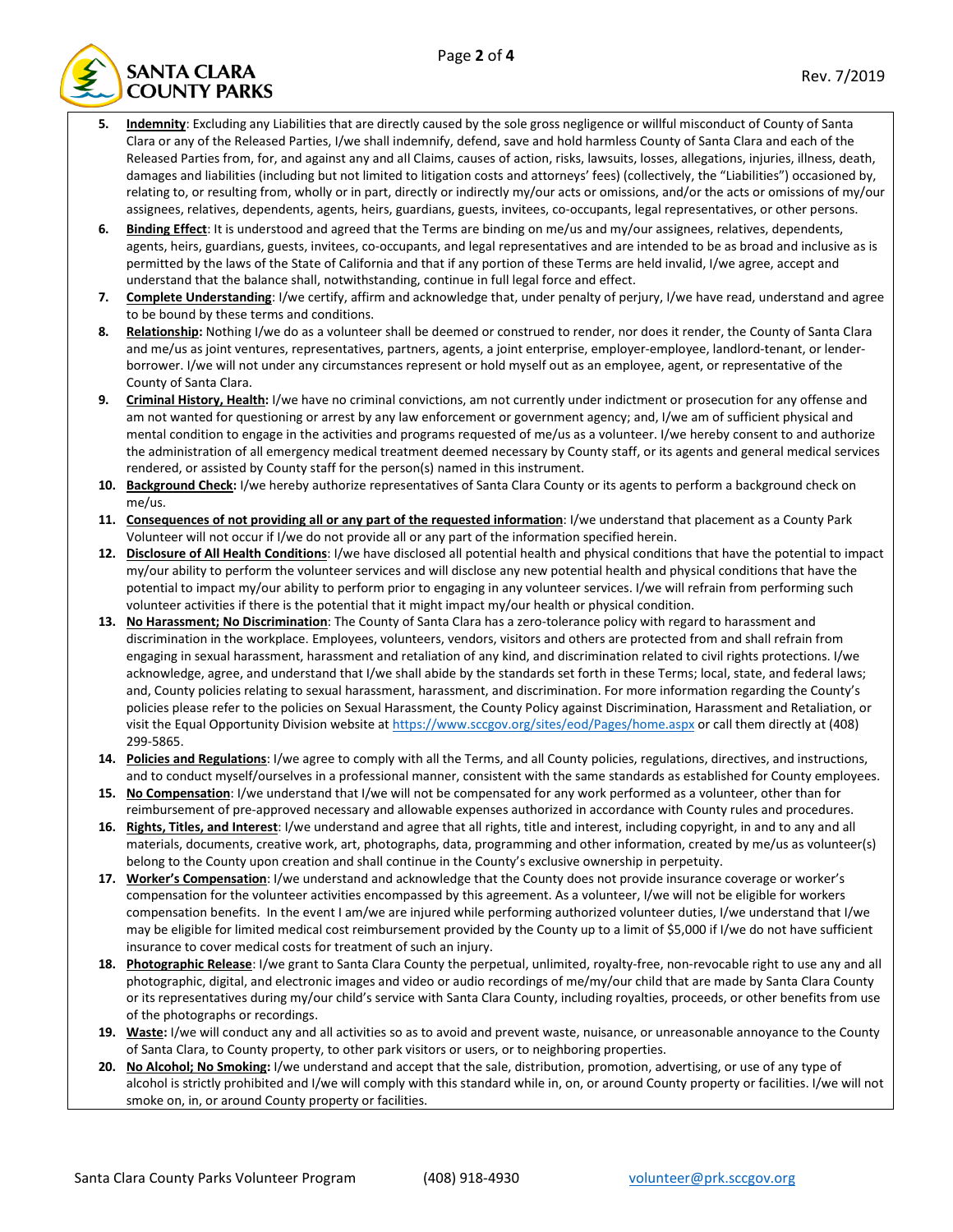5. **Indemnity**: Excluding any Liabilities that are directly caused by the sole gross negligence or willful misconduct of County of Santa Clara or any of the Released Parties, I/we shall indemnify, defend, save and hold harmless County of Santa Clara and each of the Released Parties from, for, and against any and all Claims, causes of action, risks, lawsuits, losses, allegations, injuries, illness, death, damages and liabilities (including but not limited to litigation costs and attorneys' fees) (collectively, the "Liabilities") occasioned by, relating to, or resulting from, wholly or in part, directly or indirectly my/our acts or omissions, and/or the acts or omissions of my/our assignees, relatives, dependents, agents, heirs, guardians, guests, invitees, co-occupants, legal representatives, or other persons.
6. **Binding Effect**: It is understood and agreed that the Terms are binding on me/us and my/our assignees, relatives, dependents, agents, heirs, guardians, guests, invitees, co-occupants, and legal representatives and are intended to be as broad and inclusive as is permitted by the laws of the State of California and that if any portion of these Terms are held invalid, I/we agree, accept and understand that the balance shall, notwithstanding, continue in full legal force and effect.
7. **Complete Understanding**: I/we certify, affirm and acknowledge that, under penalty of perjury, I/we have read, understand and agree to be bound by these terms and conditions.
8. **Relationship:** Nothing I/we do as a volunteer shall be deemed or construed to render, nor does it render, the County of Santa Clara and me/us as joint ventures, representatives, partners, agents, a joint enterprise, employer-employee, landlord-tenant, or lender-borrower. I/we will not under any circumstances represent or hold myself out as an employee, agent, or representative of the County of Santa Clara.
9. **Criminal History, Health:** I/we have no criminal convictions, am not currently under indictment or prosecution for any offense and am not wanted for questioning or arrest by any law enforcement or government agency; and, I/we am of sufficient physical and mental condition to engage in the activities and programs requested of me/us as a volunteer. I/we hereby consent to and authorize the administration of all emergency medical treatment deemed necessary by County staff, or its agents and general medical services rendered, or assisted by County staff for the person(s) named in this instrument.
10. **Background Check:** I/we hereby authorize representatives of Santa Clara County or its agents to perform a background check on me/us.
11. **Consequences of not providing all or any part of the requested information**: I/we understand that placement as a County Park Volunteer will not occur if I/we do not provide all or any part of the information specified herein.
12. **Disclosure of All Health Conditions**: I/we have disclosed all potential health and physical conditions that have the potential to impact my/our ability to perform the volunteer services and will disclose any new potential health and physical conditions that have the potential to impact my/our ability to perform prior to engaging in any volunteer services. I/we will refrain from performing such volunteer activities if there is the potential that it might impact my/our health or physical condition.
13. **No Harassment; No Discrimination**: The County of Santa Clara has a zero-tolerance policy with regard to harassment and discrimination in the workplace. Employees, volunteers, vendors, visitors and others are protected from and shall refrain from engaging in sexual harassment, harassment and retaliation of any kind, and discrimination related to civil rights protections. I/we acknowledge, agree, and understand that I/we shall abide by the standards set forth in these Terms; local, state, and federal laws; and, County policies relating to sexual harassment, harassment, and discrimination. For more information regarding the County's policies please refer to the policies on Sexual Harassment, the County Policy against Discrimination, Harassment and Retaliation, or visit the Equal Opportunity Division website at https://www.sccgov.org/sites/eod/Pages/home.aspx or call them directly at (408) 299-5865.
14. **Policies and Regulations**: I/we agree to comply with all the Terms, and all County policies, regulations, directives, and instructions, and to conduct myself/ourselves in a professional manner, consistent with the same standards as established for County employees.
15. **No Compensation**: I/we understand that I/we will not be compensated for any work performed as a volunteer, other than for reimbursement of pre-approved necessary and allowable expenses authorized in accordance with County rules and procedures.
16. **Rights, Titles, and Interest**: I/we understand and agree that all rights, title and interest, including copyright, in and to any and all materials, documents, creative work, art, photographs, data, programming and other information, created by me/us as volunteer(s) belong to the County upon creation and shall continue in the County's exclusive ownership in perpetuity.
17. **Worker's Compensation**: I/we understand and acknowledge that the County does not provide insurance coverage or worker's compensation for the volunteer activities encompassed by this agreement. As a volunteer, I/we will not be eligible for workers compensation benefits. In the event I am/we are injured while performing authorized volunteer duties, I/we understand that I/we may be eligible for limited medical cost reimbursement provided by the County up to a limit of $5,000 if I/we do not have sufficient insurance to cover medical costs for treatment of such an injury.
18. **Photographic Release**: I/we grant to Santa Clara County the perpetual, unlimited, royalty-free, non-revocable right to use any and all photographic, digital, and electronic images and video or audio recordings of me/my/our child that are made by Santa Clara County or its representatives during my/our child's service with Santa Clara County, including royalties, proceeds, or other benefits from use of the photographs or recordings.
19. **Waste:** I/we will conduct any and all activities so as to avoid and prevent waste, nuisance, or unreasonable annoyance to the County of Santa Clara, to County property, to other park visitors or users, or to neighboring properties.
20. **No Alcohol; No Smoking:** I/we understand and accept that the sale, distribution, promotion, advertising, or use of any type of alcohol is strictly prohibited and I/we will comply with this standard while in, on, or around County property or facilities. I/we will not smoke on, in, or around County property or facilities.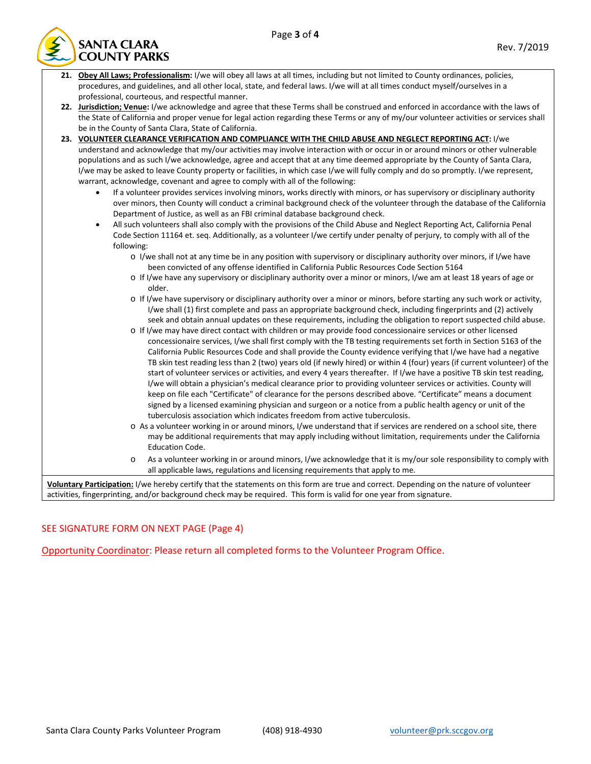21. **Obey All Laws; Professionalism:** I/we will obey all laws at all times, including but not limited to County ordinances, policies, procedures, and guidelines, and all other local, state, and federal laws. I/we will at all times conduct myself/ourselves in a professional, courteous, and respectful manner.
22. **Jurisdiction; Venue:** I/we acknowledge and agree that these Terms shall be construed and enforced in accordance with the laws of the State of California and proper venue for legal action regarding these Terms or any of my/our volunteer activities or services shall be in the County of Santa Clara, State of California.
23. **VOLUNTEER CLEARANCE VERIFICATION AND COMPLIANCE WITH THE CHILD ABUSE AND NEGLECT REPORTING ACT:** I/we understand and acknowledge that my/our activities may involve interaction with or occur in or around minors or other vulnerable populations and as such I/we acknowledge, agree and accept that at any time deemed appropriate by the County of Santa Clara, I/we may be asked to leave County property or facilities, in which case I/we will fully comply and do so promptly. I/we represent, warrant, acknowledge, covenant and agree to comply with all of the following:
    - If a volunteer provides services involving minors, works directly with minors, or has supervisory or disciplinary authority over minors, then County will conduct a criminal background check of the volunteer through the database of the California Department of Justice, as well as an FBI criminal database background check.
    - All such volunteers shall also comply with the provisions of the Child Abuse and Neglect Reporting Act, California Penal Code Section 11164 et. seq. Additionally, as a volunteer I/we certify under penalty of perjury, to comply with all of the following:
        - I/we shall not at any time be in any position with supervisory or disciplinary authority over minors, if I/we have been convicted of any offense identified in California Public Resources Code Section 5164
        - If I/we have any supervisory or disciplinary authority over a minor or minors, I/we am at least 18 years of age or older.
        - If I/we have supervisory or disciplinary authority over a minor or minors, before starting any such work or activity, I/we shall (1) first complete and pass an appropriate background check, including fingerprints and (2) actively seek and obtain annual updates on these requirements, including the obligation to report suspected child abuse.
        - If I/we may have direct contact with children or may provide food concessionaire services or other licensed concessionaire services, I/we shall first comply with the TB testing requirements set forth in Section 5163 of the California Public Resources Code and shall provide the County evidence verifying that I/we have had a negative TB skin test reading less than 2 (two) years old (if newly hired) or within 4 (four) years (if current volunteer) of the start of volunteer services or activities, and every 4 years thereafter. If I/we have a positive TB skin test reading, I/we will obtain a physician's medical clearance prior to providing volunteer services or activities. County will keep on file each "Certificate" of clearance for the persons described above. "Certificate" means a document signed by a licensed examining physician and surgeon or a notice from a public health agency or unit of the tuberculosis association which indicates freedom from active tuberculosis.
        - As a volunteer working in or around minors, I/we understand that if services are rendered on a school site, there may be additional requirements that may apply including without limitation, requirements under the California Education Code.
        - As a volunteer working in or around minors, I/we acknowledge that it is my/our sole responsibility to comply with all applicable laws, regulations and licensing requirements that apply to me.

**Voluntary Participation:** I/we hereby certify that the statements on this form are true and correct. Depending on the nature of volunteer activities, fingerprinting, and/or background check may be required. This form is valid for one year from signature.

SEE SIGNATURE FORM ON NEXT PAGE (Page 4)

Opportunity Coordinator: Please return all completed forms to the Volunteer Program Office.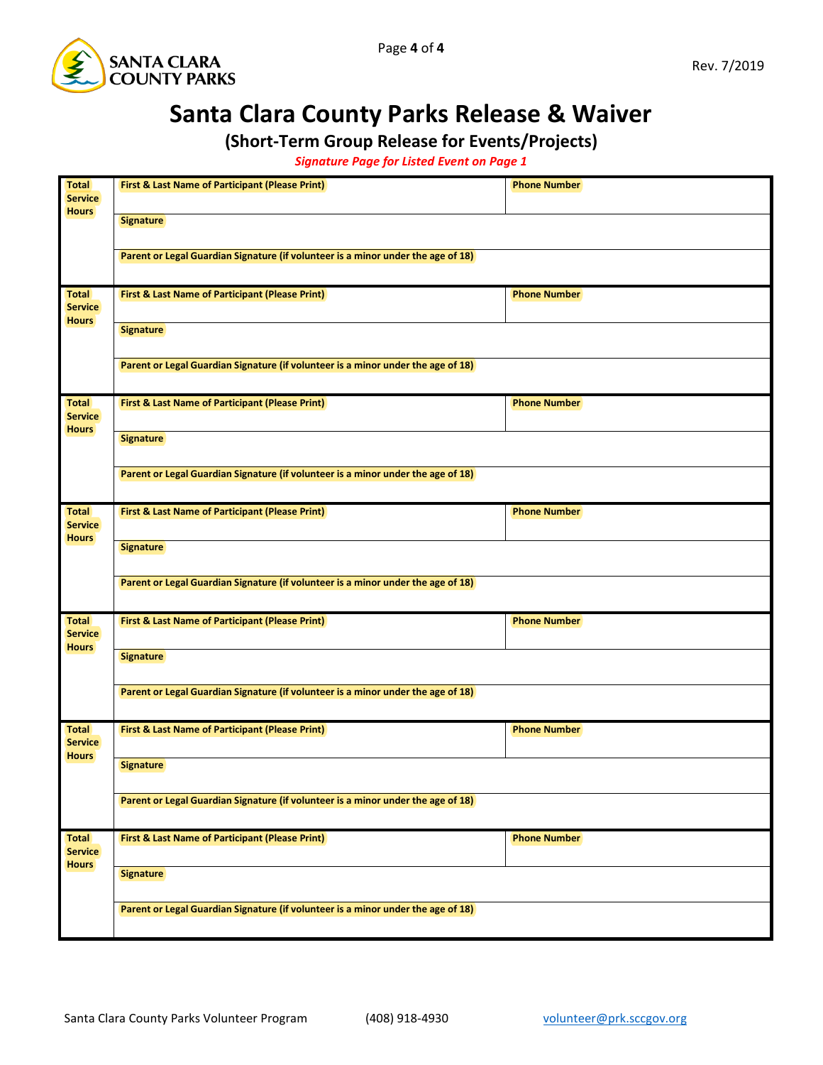# Santa Clara County Parks Release & Waiver

## (Short-Term Group Release for Events/Projects)

***Signature Page for Listed Event on Page 1***

| Total Service Hours | First & Last Name of Participant (Please Print) | Phone Number |
|---|---|---|
| | Signature | |
| | Parent or Legal Guardian Signature (if volunteer is a minor under the age of 18) | |
| Total Service Hours | First & Last Name of Participant (Please Print) | Phone Number |
| | Signature | |
| | Parent or Legal Guardian Signature (if volunteer is a minor under the age of 18) | |
| Total Service Hours | First & Last Name of Participant (Please Print) | Phone Number |
| | Signature | |
| | Parent or Legal Guardian Signature (if volunteer is a minor under the age of 18) | |
| Total Service Hours | First & Last Name of Participant (Please Print) | Phone Number |
| | Signature | |
| | Parent or Legal Guardian Signature (if volunteer is a minor under the age of 18) | |
| Total Service Hours | First & Last Name of Participant (Please Print) | Phone Number |
| | Signature | |
| | Parent or Legal Guardian Signature (if volunteer is a minor under the age of 18) | |
| Total Service Hours | First & Last Name of Participant (Please Print) | Phone Number |
| | Signature | |
| | Parent or Legal Guardian Signature (if volunteer is a minor under the age of 18) | |
| Total Service Hours | First & Last Name of Participant (Please Print) | Phone Number |
| | Signature | |
| | Parent or Legal Guardian Signature (if volunteer is a minor under the age of 18) | |